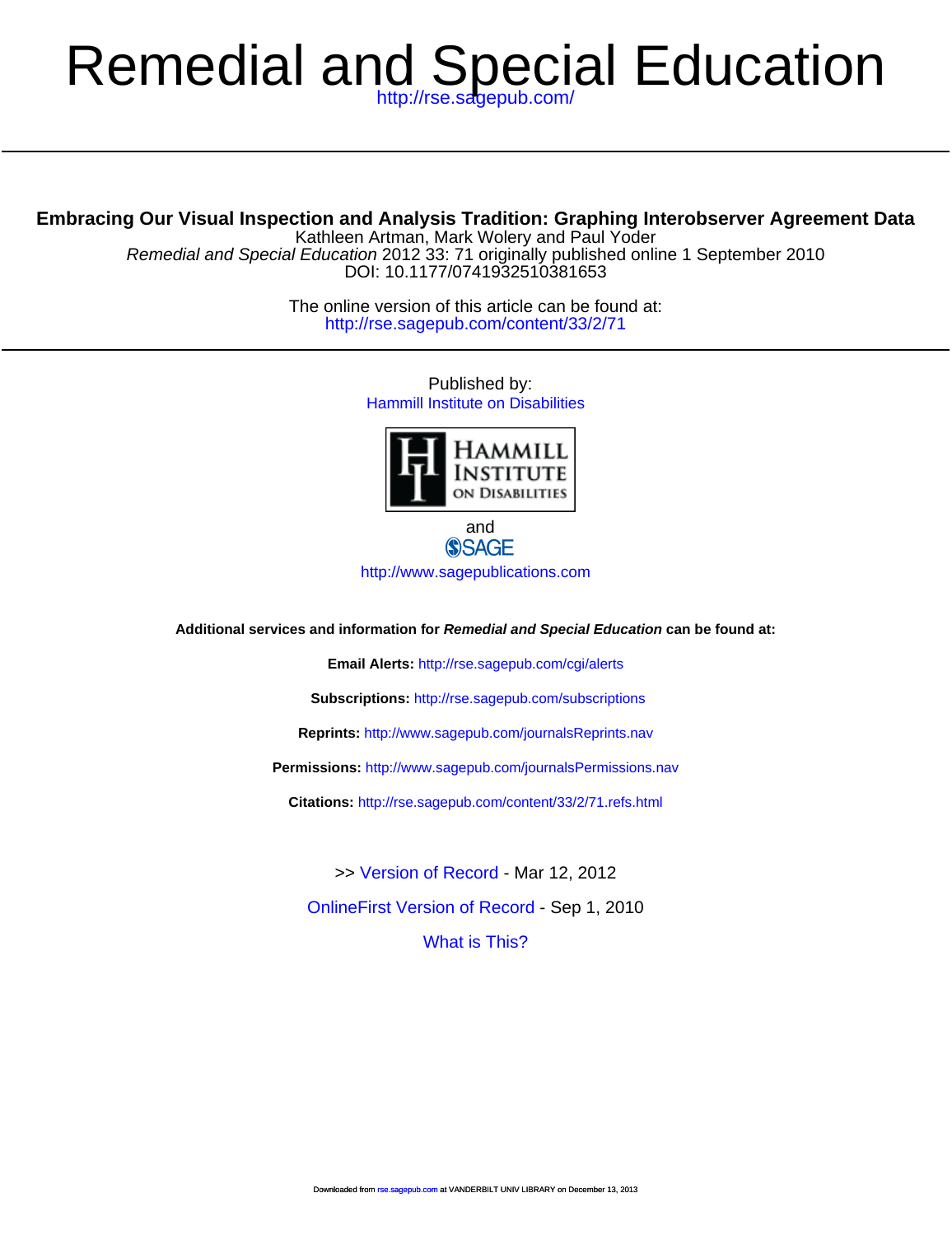# Remedial and Special Education

http://rse.sagepub.com/

## Embracing Our Visual Inspection and Analysis Tradition: Graphing Interobserver Agreement Data

Kathleen Artman, Mark Wolery and Paul Yoder

*Remedial and Special Education* 2012 33: 71 originally published online 1 September 2010

DOI: 10.1177/0741932510381653

The online version of this article can be found at:

http://rse.sagepub.com/content/33/2/71

Published by:

Hammill Institute on Disabilities

and

SAGE

http://www.sagepublications.com

**Additional services and information for *Remedial and Special Education* can be found at:**

**Email Alerts:** http://rse.sagepub.com/cgi/alerts

**Subscriptions:** http://rse.sagepub.com/subscriptions

**Reprints:** http://www.sagepub.com/journalsReprints.nav

**Permissions:** http://www.sagepub.com/journalsPermissions.nav

**Citations:** http://rse.sagepub.com/content/33/2/71.refs.html

>> Version of Record - Mar 12, 2012

OnlineFirst Version of Record - Sep 1, 2010

What is This?

Downloaded from rse.sagepub.com at VANDERBILT UNIV LIBRARY on December 13, 2013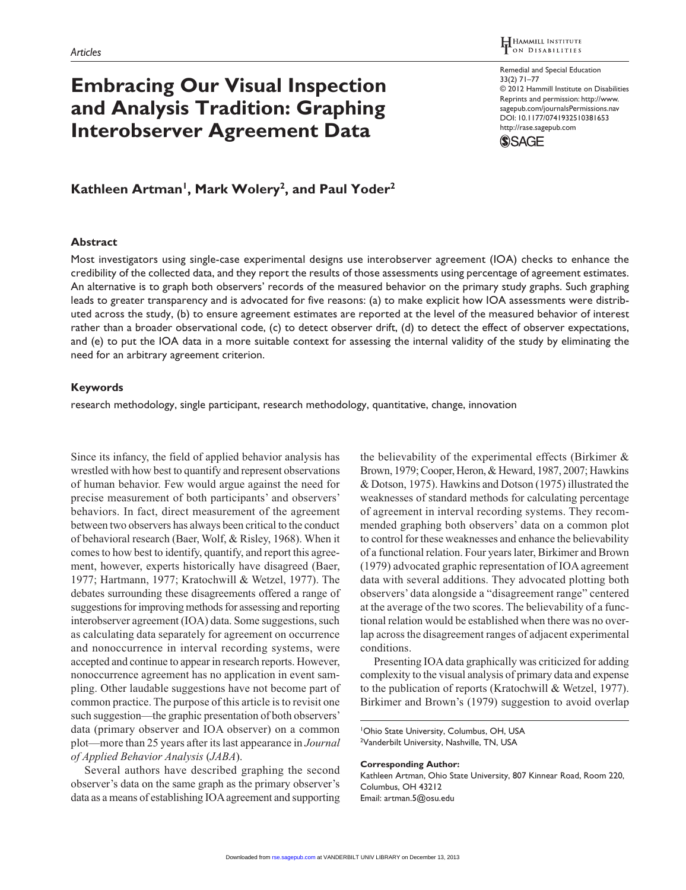# Embracing Our Visual Inspection and Analysis Tradition: Graphing Interobserver Agreement Data

**Kathleen Artman[1], Mark Wolery[2], and Paul Yoder[2]**

## Abstract

Most investigators using single-case experimental designs use interobserver agreement (IOA) checks to enhance the credibility of the collected data, and they report the results of those assessments using percentage of agreement estimates. An alternative is to graph both observers' records of the measured behavior on the primary study graphs. Such graphing leads to greater transparency and is advocated for five reasons: (a) to make explicit how IOA assessments were distributed across the study, (b) to ensure agreement estimates are reported at the level of the measured behavior of interest rather than a broader observational code, (c) to detect observer drift, (d) to detect the effect of observer expectations, and (e) to put the IOA data in a more suitable context for assessing the internal validity of the study by eliminating the need for an arbitrary agreement criterion.

## Keywords

research methodology, single participant, research methodology, quantitative, change, innovation

Since its infancy, the field of applied behavior analysis has wrestled with how best to quantify and represent observations of human behavior. Few would argue against the need for precise measurement of both participants' and observers' behaviors. In fact, direct measurement of the agreement between two observers has always been critical to the conduct of behavioral research (Baer, Wolf, & Risley, 1968). When it comes to how best to identify, quantify, and report this agreement, however, experts historically have disagreed (Baer, 1977; Hartmann, 1977; Kratochwill & Wetzel, 1977). The debates surrounding these disagreements offered a range of suggestions for improving methods for assessing and reporting interobserver agreement (IOA) data. Some suggestions, such as calculating data separately for agreement on occurrence and nonoccurrence in interval recording systems, were accepted and continue to appear in research reports. However, nonoccurrence agreement has no application in event sampling. Other laudable suggestions have not become part of common practice. The purpose of this article is to revisit one such suggestion—the graphic presentation of both observers' data (primary observer and IOA observer) on a common plot—more than 25 years after its last appearance in *Journal of Applied Behavior Analysis* (*JABA*).

Several authors have described graphing the second observer's data on the same graph as the primary observer's data as a means of establishing IOA agreement and supporting the believability of the experimental effects (Birkimer & Brown, 1979; Cooper, Heron, & Heward, 1987, 2007; Hawkins & Dotson, 1975). Hawkins and Dotson (1975) illustrated the weaknesses of standard methods for calculating percentage of agreement in interval recording systems. They recommended graphing both observers' data on a common plot to control for these weaknesses and enhance the believability of a functional relation. Four years later, Birkimer and Brown (1979) advocated graphic representation of IOA agreement data with several additions. They advocated plotting both observers' data alongside a "disagreement range" centered at the average of the two scores. The believability of a functional relation would be established when there was no overlap across the disagreement ranges of adjacent experimental conditions.

Presenting IOA data graphically was criticized for adding complexity to the visual analysis of primary data and expense to the publication of reports (Kratochwill & Wetzel, 1977). Birkimer and Brown's (1979) suggestion to avoid overlap

[1]Ohio State University, Columbus, OH, USA
[2]Vanderbilt University, Nashville, TN, USA

**Corresponding Author:**
Kathleen Artman, Ohio State University, 807 Kinnear Road, Room 220, Columbus, OH 43212
Email: artman.5@osu.edu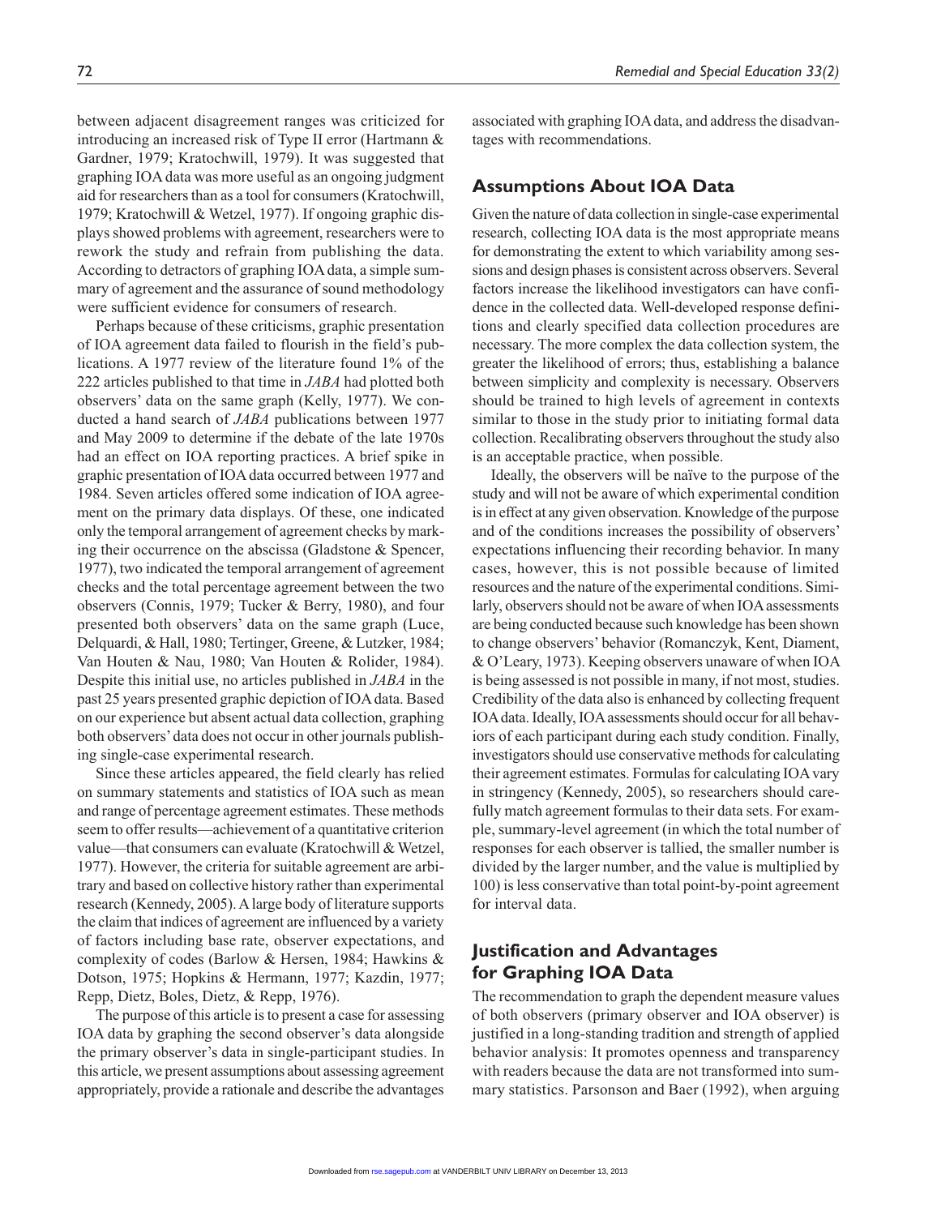between adjacent disagreement ranges was criticized for introducing an increased risk of Type II error (Hartmann & Gardner, 1979; Kratochwill, 1979). It was suggested that graphing IOA data was more useful as an ongoing judgment aid for researchers than as a tool for consumers (Kratochwill, 1979; Kratochwill & Wetzel, 1977). If ongoing graphic displays showed problems with agreement, researchers were to rework the study and refrain from publishing the data. According to detractors of graphing IOA data, a simple summary of agreement and the assurance of sound methodology were sufficient evidence for consumers of research.

Perhaps because of these criticisms, graphic presentation of IOA agreement data failed to flourish in the field's publications. A 1977 review of the literature found 1% of the 222 articles published to that time in *JABA* had plotted both observers' data on the same graph (Kelly, 1977). We conducted a hand search of *JABA* publications between 1977 and May 2009 to determine if the debate of the late 1970s had an effect on IOA reporting practices. A brief spike in graphic presentation of IOA data occurred between 1977 and 1984. Seven articles offered some indication of IOA agreement on the primary data displays. Of these, one indicated only the temporal arrangement of agreement checks by marking their occurrence on the abscissa (Gladstone & Spencer, 1977), two indicated the temporal arrangement of agreement checks and the total percentage agreement between the two observers (Connis, 1979; Tucker & Berry, 1980), and four presented both observers' data on the same graph (Luce, Delquardi, & Hall, 1980; Tertinger, Greene, & Lutzker, 1984; Van Houten & Nau, 1980; Van Houten & Rolider, 1984). Despite this initial use, no articles published in *JABA* in the past 25 years presented graphic depiction of IOA data. Based on our experience but absent actual data collection, graphing both observers' data does not occur in other journals publishing single-case experimental research.

Since these articles appeared, the field clearly has relied on summary statements and statistics of IOA such as mean and range of percentage agreement estimates. These methods seem to offer results—achievement of a quantitative criterion value—that consumers can evaluate (Kratochwill & Wetzel, 1977). However, the criteria for suitable agreement are arbitrary and based on collective history rather than experimental research (Kennedy, 2005). A large body of literature supports the claim that indices of agreement are influenced by a variety of factors including base rate, observer expectations, and complexity of codes (Barlow & Hersen, 1984; Hawkins & Dotson, 1975; Hopkins & Hermann, 1977; Kazdin, 1977; Repp, Dietz, Boles, Dietz, & Repp, 1976).

The purpose of this article is to present a case for assessing IOA data by graphing the second observer's data alongside the primary observer's data in single-participant studies. In this article, we present assumptions about assessing agreement appropriately, provide a rationale and describe the advantages associated with graphing IOA data, and address the disadvantages with recommendations.

## Assumptions About IOA Data

Given the nature of data collection in single-case experimental research, collecting IOA data is the most appropriate means for demonstrating the extent to which variability among sessions and design phases is consistent across observers. Several factors increase the likelihood investigators can have confidence in the collected data. Well-developed response definitions and clearly specified data collection procedures are necessary. The more complex the data collection system, the greater the likelihood of errors; thus, establishing a balance between simplicity and complexity is necessary. Observers should be trained to high levels of agreement in contexts similar to those in the study prior to initiating formal data collection. Recalibrating observers throughout the study also is an acceptable practice, when possible.

Ideally, the observers will be naïve to the purpose of the study and will not be aware of which experimental condition is in effect at any given observation. Knowledge of the purpose and of the conditions increases the possibility of observers' expectations influencing their recording behavior. In many cases, however, this is not possible because of limited resources and the nature of the experimental conditions. Similarly, observers should not be aware of when IOA assessments are being conducted because such knowledge has been shown to change observers' behavior (Romanczyk, Kent, Diament, & O'Leary, 1973). Keeping observers unaware of when IOA is being assessed is not possible in many, if not most, studies. Credibility of the data also is enhanced by collecting frequent IOA data. Ideally, IOA assessments should occur for all behaviors of each participant during each study condition. Finally, investigators should use conservative methods for calculating their agreement estimates. Formulas for calculating IOA vary in stringency (Kennedy, 2005), so researchers should carefully match agreement formulas to their data sets. For example, summary-level agreement (in which the total number of responses for each observer is tallied, the smaller number is divided by the larger number, and the value is multiplied by 100) is less conservative than total point-by-point agreement for interval data.

## Justification and Advantages for Graphing IOA Data

The recommendation to graph the dependent measure values of both observers (primary observer and IOA observer) is justified in a long-standing tradition and strength of applied behavior analysis: It promotes openness and transparency with readers because the data are not transformed into summary statistics. Parsonson and Baer (1992), when arguing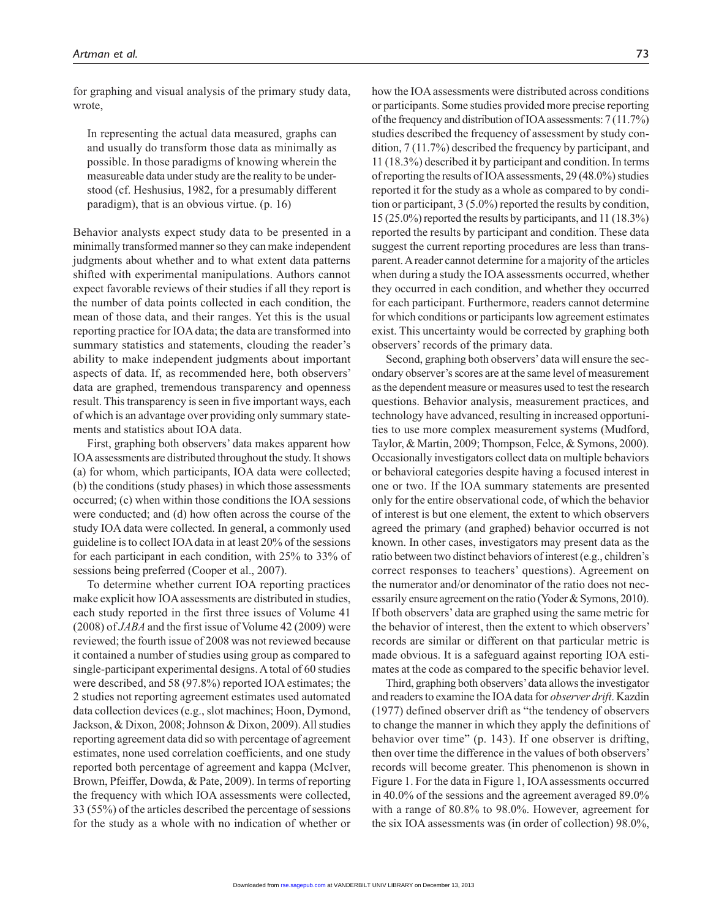for graphing and visual analysis of the primary study data, wrote,

> In representing the actual data measured, graphs can and usually do transform those data as minimally as possible. In those paradigms of knowing wherein the measureable data under study are the reality to be understood (cf. Heshusius, 1982, for a presumably different paradigm), that is an obvious virtue. (p. 16)

Behavior analysts expect study data to be presented in a minimally transformed manner so they can make independent judgments about whether and to what extent data patterns shifted with experimental manipulations. Authors cannot expect favorable reviews of their studies if all they report is the number of data points collected in each condition, the mean of those data, and their ranges. Yet this is the usual reporting practice for IOA data; the data are transformed into summary statistics and statements, clouding the reader's ability to make independent judgments about important aspects of data. If, as recommended here, both observers' data are graphed, tremendous transparency and openness result. This transparency is seen in five important ways, each of which is an advantage over providing only summary statements and statistics about IOA data.

First, graphing both observers' data makes apparent how IOA assessments are distributed throughout the study. It shows (a) for whom, which participants, IOA data were collected; (b) the conditions (study phases) in which those assessments occurred; (c) when within those conditions the IOA sessions were conducted; and (d) how often across the course of the study IOA data were collected. In general, a commonly used guideline is to collect IOA data in at least 20% of the sessions for each participant in each condition, with 25% to 33% of sessions being preferred (Cooper et al., 2007).

To determine whether current IOA reporting practices make explicit how IOA assessments are distributed in studies, each study reported in the first three issues of Volume 41 (2008) of *JABA* and the first issue of Volume 42 (2009) were reviewed; the fourth issue of 2008 was not reviewed because it contained a number of studies using group as compared to single-participant experimental designs. A total of 60 studies were described, and 58 (97.8%) reported IOA estimates; the 2 studies not reporting agreement estimates used automated data collection devices (e.g., slot machines; Hoon, Dymond, Jackson, & Dixon, 2008; Johnson & Dixon, 2009). All studies reporting agreement data did so with percentage of agreement estimates, none used correlation coefficients, and one study reported both percentage of agreement and kappa (McIver, Brown, Pfeiffer, Dowda, & Pate, 2009). In terms of reporting the frequency with which IOA assessments were collected, 33 (55%) of the articles described the percentage of sessions for the study as a whole with no indication of whether or how the IOA assessments were distributed across conditions or participants. Some studies provided more precise reporting of the frequency and distribution of IOA assessments: 7 (11.7%) studies described the frequency of assessment by study condition, 7 (11.7%) described the frequency by participant, and 11 (18.3%) described it by participant and condition. In terms of reporting the results of IOA assessments, 29 (48.0%) studies reported it for the study as a whole as compared to by condition or participant, 3 (5.0%) reported the results by condition, 15 (25.0%) reported the results by participants, and 11 (18.3%) reported the results by participant and condition. These data suggest the current reporting procedures are less than transparent. A reader cannot determine for a majority of the articles when during a study the IOA assessments occurred, whether they occurred in each condition, and whether they occurred for each participant. Furthermore, readers cannot determine for which conditions or participants low agreement estimates exist. This uncertainty would be corrected by graphing both observers' records of the primary data.

Second, graphing both observers' data will ensure the secondary observer's scores are at the same level of measurement as the dependent measure or measures used to test the research questions. Behavior analysis, measurement practices, and technology have advanced, resulting in increased opportunities to use more complex measurement systems (Mudford, Taylor, & Martin, 2009; Thompson, Felce, & Symons, 2000). Occasionally investigators collect data on multiple behaviors or behavioral categories despite having a focused interest in one or two. If the IOA summary statements are presented only for the entire observational code, of which the behavior of interest is but one element, the extent to which observers agreed the primary (and graphed) behavior occurred is not known. In other cases, investigators may present data as the ratio between two distinct behaviors of interest (e.g., children's correct responses to teachers' questions). Agreement on the numerator and/or denominator of the ratio does not necessarily ensure agreement on the ratio (Yoder & Symons, 2010). If both observers' data are graphed using the same metric for the behavior of interest, then the extent to which observers' records are similar or different on that particular metric is made obvious. It is a safeguard against reporting IOA estimates at the code as compared to the specific behavior level.

Third, graphing both observers' data allows the investigator and readers to examine the IOA data for *observer drift*. Kazdin (1977) defined observer drift as "the tendency of observers to change the manner in which they apply the definitions of behavior over time" (p. 143). If one observer is drifting, then over time the difference in the values of both observers' records will become greater. This phenomenon is shown in Figure 1. For the data in Figure 1, IOA assessments occurred in 40.0% of the sessions and the agreement averaged 89.0% with a range of 80.8% to 98.0%. However, agreement for the six IOA assessments was (in order of collection) 98.0%,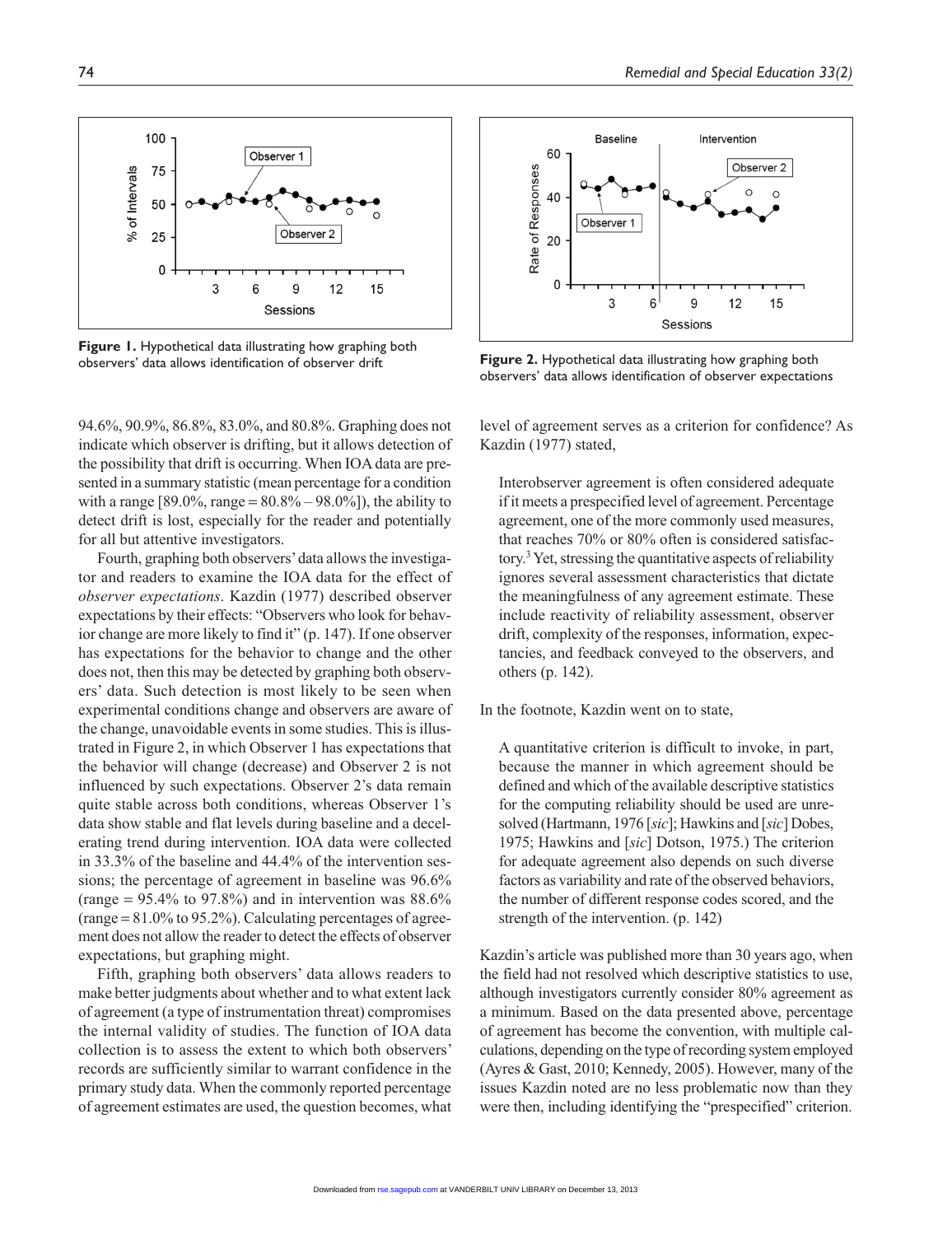Figure 1. Hypothetical data illustrating how graphing both observers' data allows identification of observer drift

Figure 2. Hypothetical data illustrating how graphing both observers' data allows identification of observer expectations

94.6%, 90.9%, 86.8%, 83.0%, and 80.8%. Graphing does not indicate which observer is drifting, but it allows detection of the possibility that drift is occurring. When IOA data are presented in a summary statistic (mean percentage for a condition with a range [89.0%, range = 80.8% – 98.0%]), the ability to detect drift is lost, especially for the reader and potentially for all but attentive investigators.

Fourth, graphing both observers' data allows the investigator and readers to examine the IOA data for the effect of *observer expectations*. Kazdin (1977) described observer expectations by their effects: "Observers who look for behavior change are more likely to find it" (p. 147). If one observer has expectations for the behavior to change and the other does not, then this may be detected by graphing both observers' data. Such detection is most likely to be seen when experimental conditions change and observers are aware of the change, unavoidable events in some studies. This is illustrated in Figure 2, in which Observer 1 has expectations that the behavior will change (decrease) and Observer 2 is not influenced by such expectations. Observer 2's data remain quite stable across both conditions, whereas Observer 1's data show stable and flat levels during baseline and a decelerating trend during intervention. IOA data were collected in 33.3% of the baseline and 44.4% of the intervention sessions; the percentage of agreement in baseline was 96.6% (range = 95.4% to 97.8%) and in intervention was 88.6% (range = 81.0% to 95.2%). Calculating percentages of agreement does not allow the reader to detect the effects of observer expectations, but graphing might.

Fifth, graphing both observers' data allows readers to make better judgments about whether and to what extent lack of agreement (a type of instrumentation threat) compromises the internal validity of studies. The function of IOA data collection is to assess the extent to which both observers' records are sufficiently similar to warrant confidence in the primary study data. When the commonly reported percentage of agreement estimates are used, the question becomes, what level of agreement serves as a criterion for confidence? As Kazdin (1977) stated,

> Interobserver agreement is often considered adequate if it meets a prespecified level of agreement. Percentage agreement, one of the more commonly used measures, that reaches 70% or 80% often is considered satisfactory.[3] Yet, stressing the quantitative aspects of reliability ignores several assessment characteristics that dictate the meaningfulness of any agreement estimate. These include reactivity of reliability assessment, observer drift, complexity of the responses, information, expectancies, and feedback conveyed to the observers, and others (p. 142).

In the footnote, Kazdin went on to state,

> A quantitative criterion is difficult to invoke, in part, because the manner in which agreement should be defined and which of the available descriptive statistics for the computing reliability should be used are unresolved (Hartmann, 1976 [*sic*]; Hawkins and [*sic*] Dobes, 1975; Hawkins and [*sic*] Dotson, 1975.) The criterion for adequate agreement also depends on such diverse factors as variability and rate of the observed behaviors, the number of different response codes scored, and the strength of the intervention. (p. 142)

Kazdin's article was published more than 30 years ago, when the field had not resolved which descriptive statistics to use, although investigators currently consider 80% agreement as a minimum. Based on the data presented above, percentage of agreement has become the convention, with multiple calculations, depending on the type of recording system employed (Ayres & Gast, 2010; Kennedy, 2005). However, many of the issues Kazdin noted are no less problematic now than they were then, including identifying the "prespecified" criterion.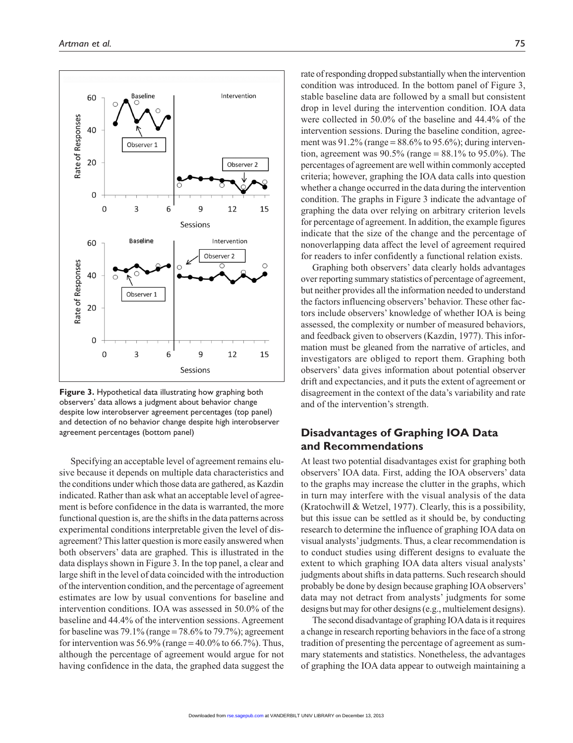Baseline

Intervention

60

40

20

0

Rate of Responses

Observer 1

Observer 2

0 3 6 9 12 15

Sessions

Baseline

Intervention

60

40

20

0

Rate of Responses

Observer 2

Observer 1

0 3 6 9 12 15

Sessions

**Figure 3.** Hypothetical data illustrating how graphing both observers' data allows a judgment about behavior change despite low interobserver agreement percentages (top panel) and detection of no behavior change despite high interobserver agreement percentages (bottom panel)

Specifying an acceptable level of agreement remains elusive because it depends on multiple data characteristics and the conditions under which those data are gathered, as Kazdin indicated. Rather than ask what an acceptable level of agreement is before confidence in the data is warranted, the more functional question is, are the shifts in the data patterns across experimental conditions interpretable given the level of disagreement? This latter question is more easily answered when both observers' data are graphed. This is illustrated in the data displays shown in Figure 3. In the top panel, a clear and large shift in the level of data coincided with the introduction of the intervention condition, and the percentage of agreement estimates are low by usual conventions for baseline and intervention conditions. IOA was assessed in 50.0% of the baseline and 44.4% of the intervention sessions. Agreement for baseline was 79.1% (range = 78.6% to 79.7%); agreement for intervention was 56.9% (range = 40.0% to 66.7%). Thus, although the percentage of agreement would argue for not having confidence in the data, the graphed data suggest the rate of responding dropped substantially when the intervention condition was introduced. In the bottom panel of Figure 3, stable baseline data are followed by a small but consistent drop in level during the intervention condition. IOA data were collected in 50.0% of the baseline and 44.4% of the intervention sessions. During the baseline condition, agreement was 91.2% (range = 88.6% to 95.6%); during intervention, agreement was 90.5% (range = 88.1% to 95.0%). The percentages of agreement are well within commonly accepted criteria; however, graphing the IOA data calls into question whether a change occurred in the data during the intervention condition. The graphs in Figure 3 indicate the advantage of graphing the data over relying on arbitrary criterion levels for percentage of agreement. In addition, the example figures indicate that the size of the change and the percentage of nonoverlapping data affect the level of agreement required for readers to infer confidently a functional relation exists.

Graphing both observers' data clearly holds advantages over reporting summary statistics of percentage of agreement, but neither provides all the information needed to understand the factors influencing observers' behavior. These other factors include observers' knowledge of whether IOA is being assessed, the complexity or number of measured behaviors, and feedback given to observers (Kazdin, 1977). This information must be gleaned from the narrative of articles, and investigators are obliged to report them. Graphing both observers' data gives information about potential observer drift and expectancies, and it puts the extent of agreement or disagreement in the context of the data's variability and rate and of the intervention's strength.

## Disadvantages of Graphing IOA Data and Recommendations

At least two potential disadvantages exist for graphing both observers' IOA data. First, adding the IOA observers' data to the graphs may increase the clutter in the graphs, which in turn may interfere with the visual analysis of the data (Kratochwill & Wetzel, 1977). Clearly, this is a possibility, but this issue can be settled as it should be, by conducting research to determine the influence of graphing IOA data on visual analysts' judgments. Thus, a clear recommendation is to conduct studies using different designs to evaluate the extent to which graphing IOA data alters visual analysts' judgments about shifts in data patterns. Such research should probably be done by design because graphing IOA observers' data may not detract from analysts' judgments for some designs but may for other designs (e.g., multielement designs).

The second disadvantage of graphing IOA data is it requires a change in research reporting behaviors in the face of a strong tradition of presenting the percentage of agreement as summary statements and statistics. Nonetheless, the advantages of graphing the IOA data appear to outweigh maintaining a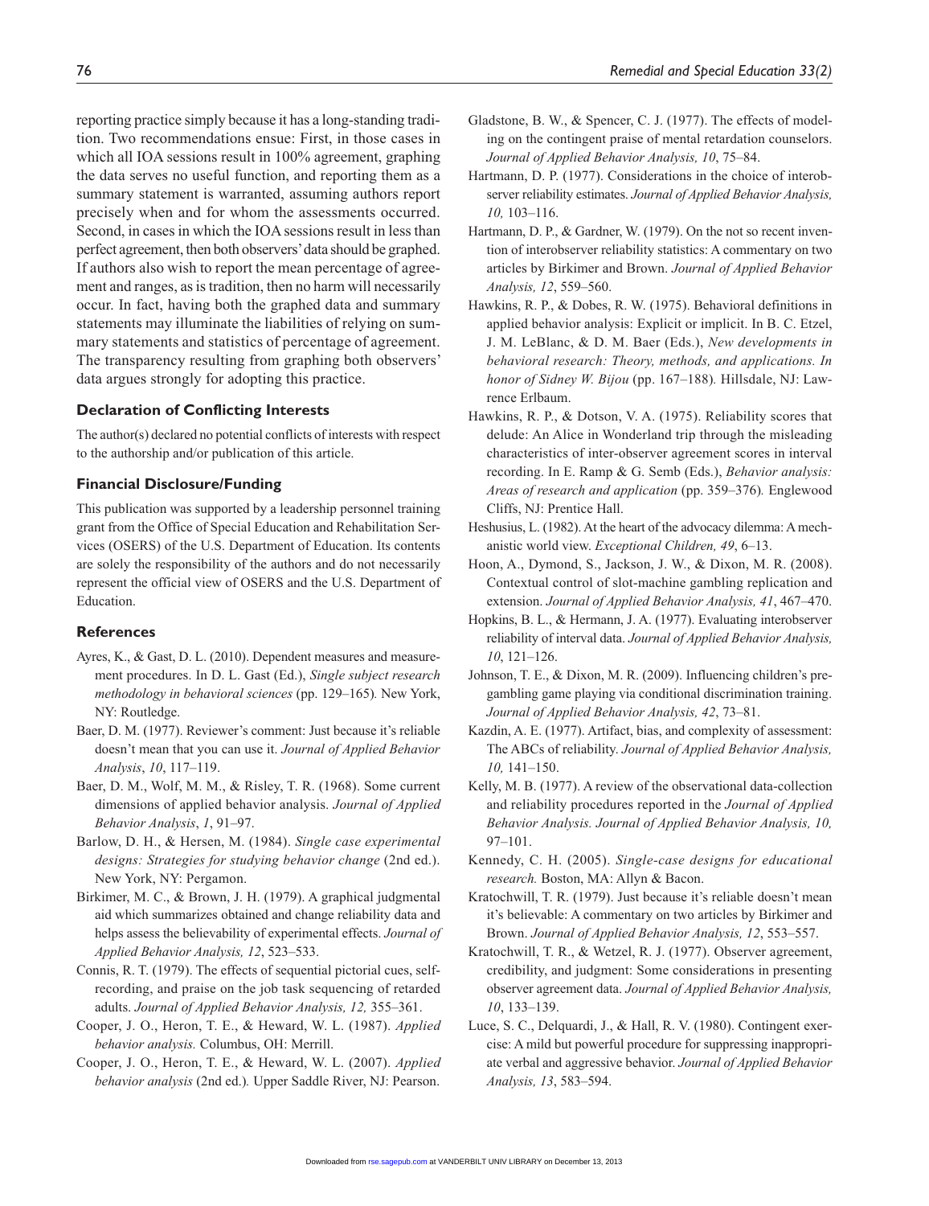reporting practice simply because it has a long-standing tradition. Two recommendations ensue: First, in those cases in which all IOA sessions result in 100% agreement, graphing the data serves no useful function, and reporting them as a summary statement is warranted, assuming authors report precisely when and for whom the assessments occurred. Second, in cases in which the IOA sessions result in less than perfect agreement, then both observers' data should be graphed. If authors also wish to report the mean percentage of agreement and ranges, as is tradition, then no harm will necessarily occur. In fact, having both the graphed data and summary statements may illuminate the liabilities of relying on summary statements and statistics of percentage of agreement. The transparency resulting from graphing both observers' data argues strongly for adopting this practice.

### Declaration of Conflicting Interests

The author(s) declared no potential conflicts of interests with respect to the authorship and/or publication of this article.

### Financial Disclosure/Funding

This publication was supported by a leadership personnel training grant from the Office of Special Education and Rehabilitation Services (OSERS) of the U.S. Department of Education. Its contents are solely the responsibility of the authors and do not necessarily represent the official view of OSERS and the U.S. Department of Education.

### References

Ayres, K., & Gast, D. L. (2010). Dependent measures and measurement procedures. In D. L. Gast (Ed.), *Single subject research methodology in behavioral sciences* (pp. 129–165). New York, NY: Routledge.

Baer, D. M. (1977). Reviewer's comment: Just because it's reliable doesn't mean that you can use it. *Journal of Applied Behavior Analysis*, *10*, 117–119.

Baer, D. M., Wolf, M. M., & Risley, T. R. (1968). Some current dimensions of applied behavior analysis. *Journal of Applied Behavior Analysis*, *1*, 91–97.

Barlow, D. H., & Hersen, M. (1984). *Single case experimental designs: Strategies for studying behavior change* (2nd ed.). New York, NY: Pergamon.

Birkimer, M. C., & Brown, J. H. (1979). A graphical judgmental aid which summarizes obtained and change reliability data and helps assess the believability of experimental effects. *Journal of Applied Behavior Analysis, 12*, 523–533.

Connis, R. T. (1979). The effects of sequential pictorial cues, self-recording, and praise on the job task sequencing of retarded adults. *Journal of Applied Behavior Analysis, 12,* 355–361.

Cooper, J. O., Heron, T. E., & Heward, W. L. (1987). *Applied behavior analysis.* Columbus, OH: Merrill.

Cooper, J. O., Heron, T. E., & Heward, W. L. (2007). *Applied behavior analysis* (2nd ed.). Upper Saddle River, NJ: Pearson.

Gladstone, B. W., & Spencer, C. J. (1977). The effects of modeling on the contingent praise of mental retardation counselors. *Journal of Applied Behavior Analysis, 10*, 75–84.

Hartmann, D. P. (1977). Considerations in the choice of interobserver reliability estimates. *Journal of Applied Behavior Analysis, 10,* 103–116.

Hartmann, D. P., & Gardner, W. (1979). On the not so recent invention of interobserver reliability statistics: A commentary on two articles by Birkimer and Brown. *Journal of Applied Behavior Analysis, 12*, 559–560.

Hawkins, R. P., & Dobes, R. W. (1975). Behavioral definitions in applied behavior analysis: Explicit or implicit. In B. C. Etzel, J. M. LeBlanc, & D. M. Baer (Eds.), *New developments in behavioral research: Theory, methods, and applications. In honor of Sidney W. Bijou* (pp. 167–188). Hillsdale, NJ: Lawrence Erlbaum.

Hawkins, R. P., & Dotson, V. A. (1975). Reliability scores that delude: An Alice in Wonderland trip through the misleading characteristics of inter-observer agreement scores in interval recording. In E. Ramp & G. Semb (Eds.), *Behavior analysis: Areas of research and application* (pp. 359–376). Englewood Cliffs, NJ: Prentice Hall.

Heshusius, L. (1982). At the heart of the advocacy dilemma: A mechanistic world view. *Exceptional Children, 49*, 6–13.

Hoon, A., Dymond, S., Jackson, J. W., & Dixon, M. R. (2008). Contextual control of slot-machine gambling replication and extension. *Journal of Applied Behavior Analysis, 41*, 467–470.

Hopkins, B. L., & Hermann, J. A. (1977). Evaluating interobserver reliability of interval data. *Journal of Applied Behavior Analysis, 10*, 121–126.

Johnson, T. E., & Dixon, M. R. (2009). Influencing children's pre-gambling game playing via conditional discrimination training. *Journal of Applied Behavior Analysis, 42*, 73–81.

Kazdin, A. E. (1977). Artifact, bias, and complexity of assessment: The ABCs of reliability. *Journal of Applied Behavior Analysis, 10,* 141–150.

Kelly, M. B. (1977). A review of the observational data-collection and reliability procedures reported in the *Journal of Applied Behavior Analysis. Journal of Applied Behavior Analysis, 10,* 97–101.

Kennedy, C. H. (2005). *Single-case designs for educational research.* Boston, MA: Allyn & Bacon.

Kratochwill, T. R. (1979). Just because it's reliable doesn't mean it's believable: A commentary on two articles by Birkimer and Brown. *Journal of Applied Behavior Analysis, 12*, 553–557.

Kratochwill, T. R., & Wetzel, R. J. (1977). Observer agreement, credibility, and judgment: Some considerations in presenting observer agreement data. *Journal of Applied Behavior Analysis, 10*, 133–139.

Luce, S. C., Delquardi, J., & Hall, R. V. (1980). Contingent exercise: A mild but powerful procedure for suppressing inappropriate verbal and aggressive behavior. *Journal of Applied Behavior Analysis, 13*, 583–594.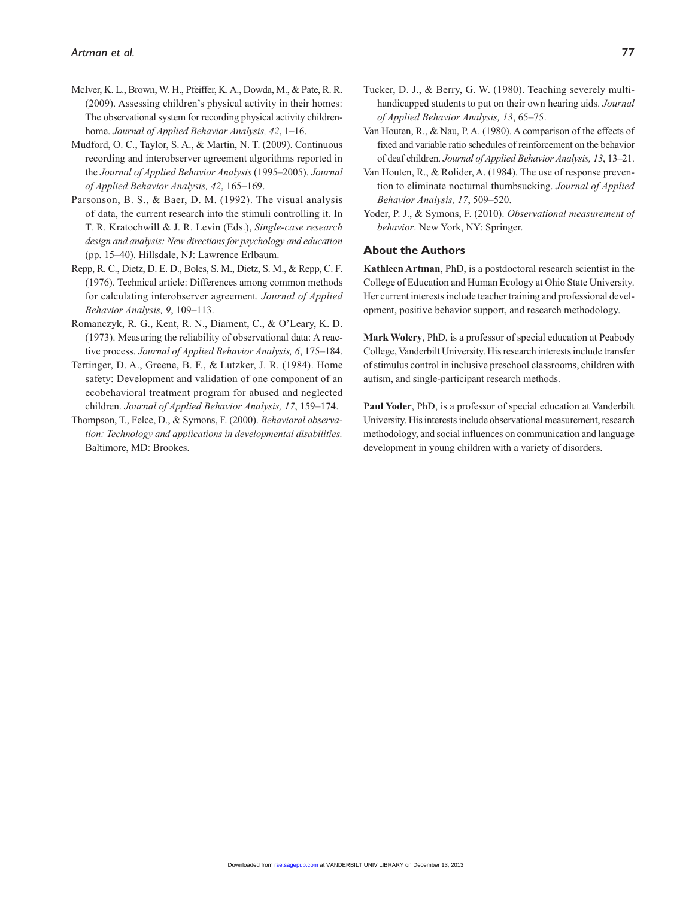McIver, K. L., Brown, W. H., Pfeiffer, K. A., Dowda, M., & Pate, R. R. (2009). Assessing children's physical activity in their homes: The observational system for recording physical activity children-home. *Journal of Applied Behavior Analysis, 42*, 1–16.

Mudford, O. C., Taylor, S. A., & Martin, N. T. (2009). Continuous recording and interobserver agreement algorithms reported in the *Journal of Applied Behavior Analysis* (1995–2005). *Journal of Applied Behavior Analysis, 42*, 165–169.

Parsonson, B. S., & Baer, D. M. (1992). The visual analysis of data, the current research into the stimuli controlling it. In T. R. Kratochwill & J. R. Levin (Eds.), *Single-case research design and analysis: New directions for psychology and education* (pp. 15–40). Hillsdale, NJ: Lawrence Erlbaum.

Repp, R. C., Dietz, D. E. D., Boles, S. M., Dietz, S. M., & Repp, C. F. (1976). Technical article: Differences among common methods for calculating interobserver agreement. *Journal of Applied Behavior Analysis, 9*, 109–113.

Romanczyk, R. G., Kent, R. N., Diament, C., & O'Leary, K. D. (1973). Measuring the reliability of observational data: A reactive process. *Journal of Applied Behavior Analysis, 6*, 175–184.

Tertinger, D. A., Greene, B. F., & Lutzker, J. R. (1984). Home safety: Development and validation of one component of an ecobehavioral treatment program for abused and neglected children. *Journal of Applied Behavior Analysis, 17*, 159–174.

Thompson, T., Felce, D., & Symons, F. (2000). *Behavioral observation: Technology and applications in developmental disabilities.* Baltimore, MD: Brookes.

Tucker, D. J., & Berry, G. W. (1980). Teaching severely multi-handicapped students to put on their own hearing aids. *Journal of Applied Behavior Analysis, 13*, 65–75.

Van Houten, R., & Nau, P. A. (1980). A comparison of the effects of fixed and variable ratio schedules of reinforcement on the behavior of deaf children. *Journal of Applied Behavior Analysis, 13*, 13–21.

Van Houten, R., & Rolider, A. (1984). The use of response prevention to eliminate nocturnal thumbsucking. *Journal of Applied Behavior Analysis, 17*, 509–520.

Yoder, P. J., & Symons, F. (2010). *Observational measurement of behavior*. New York, NY: Springer.

## About the Authors

**Kathleen Artman**, PhD, is a postdoctoral research scientist in the College of Education and Human Ecology at Ohio State University. Her current interests include teacher training and professional development, positive behavior support, and research methodology.

**Mark Wolery**, PhD, is a professor of special education at Peabody College, Vanderbilt University. His research interests include transfer of stimulus control in inclusive preschool classrooms, children with autism, and single-participant research methods.

**Paul Yoder**, PhD, is a professor of special education at Vanderbilt University. His interests include observational measurement, research methodology, and social influences on communication and language development in young children with a variety of disorders.